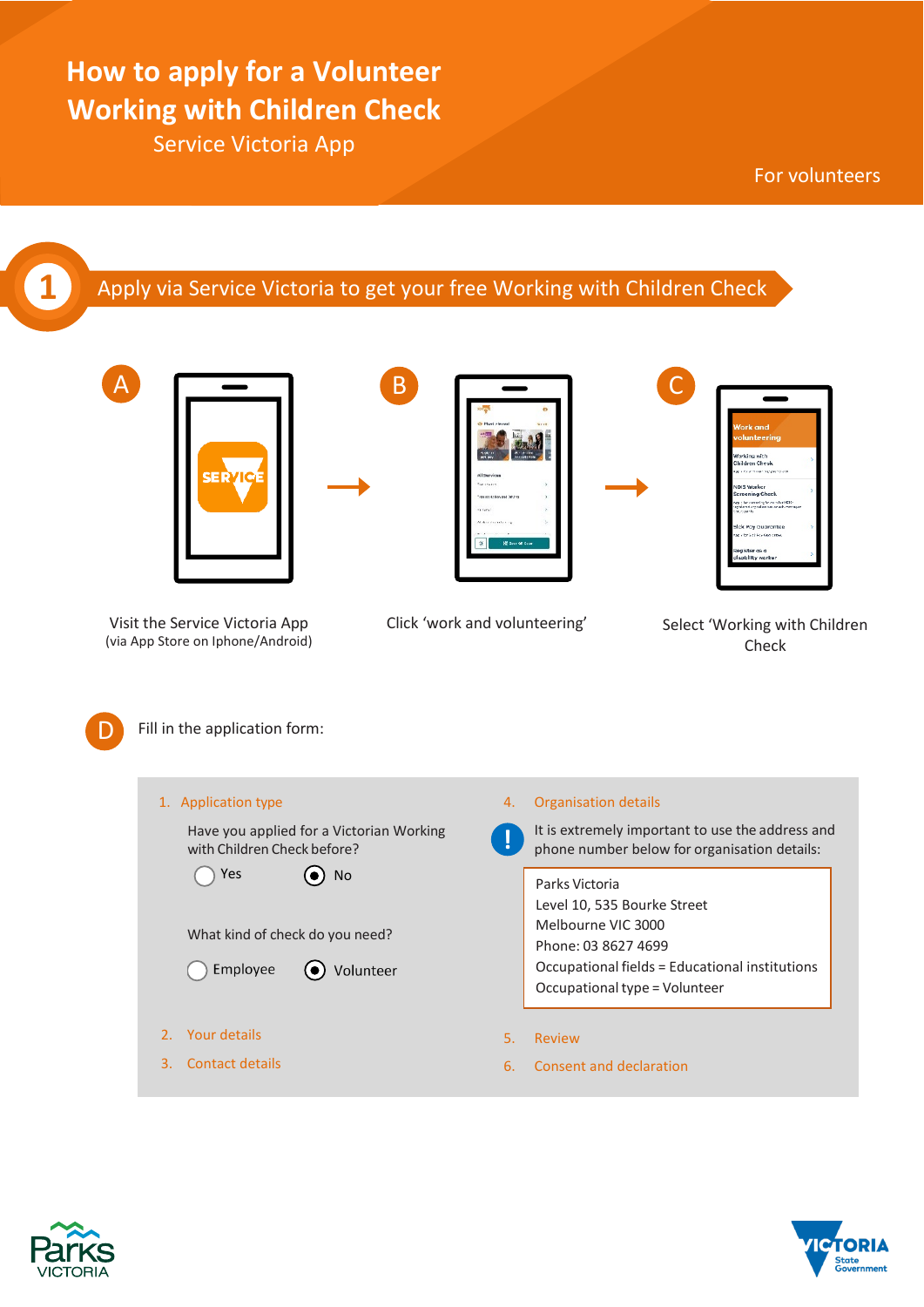# How to apply for a Volunteer Working with Children Check

Service Victoria App

For volunteers

## 1 Apply via Service Victoria to get your free Working with Children Check

**A** Visit the Service Victoria App
(via App Store on Iphone/Android)

**B** Click 'work and volunteering'

**C** Select 'Working with Children Check

**D** Fill in the application form:

1. Application type

   Have you applied for a Victorian Working with Children Check before?

   ○ Yes ◉ No

   What kind of check do you need?

   ○ Employee ◉ Volunteer

2. Your details
3. Contact details
4. Organisation details

   **!** It is extremely important to use the address and phone number below for organisation details:

   > Parks Victoria
   > Level 10, 535 Bourke Street
   > Melbourne VIC 3000
   > Phone: 03 8627 4699
   > Occupational fields = Educational institutions
   > Occupational type = Volunteer

5. Review
6. Consent and declaration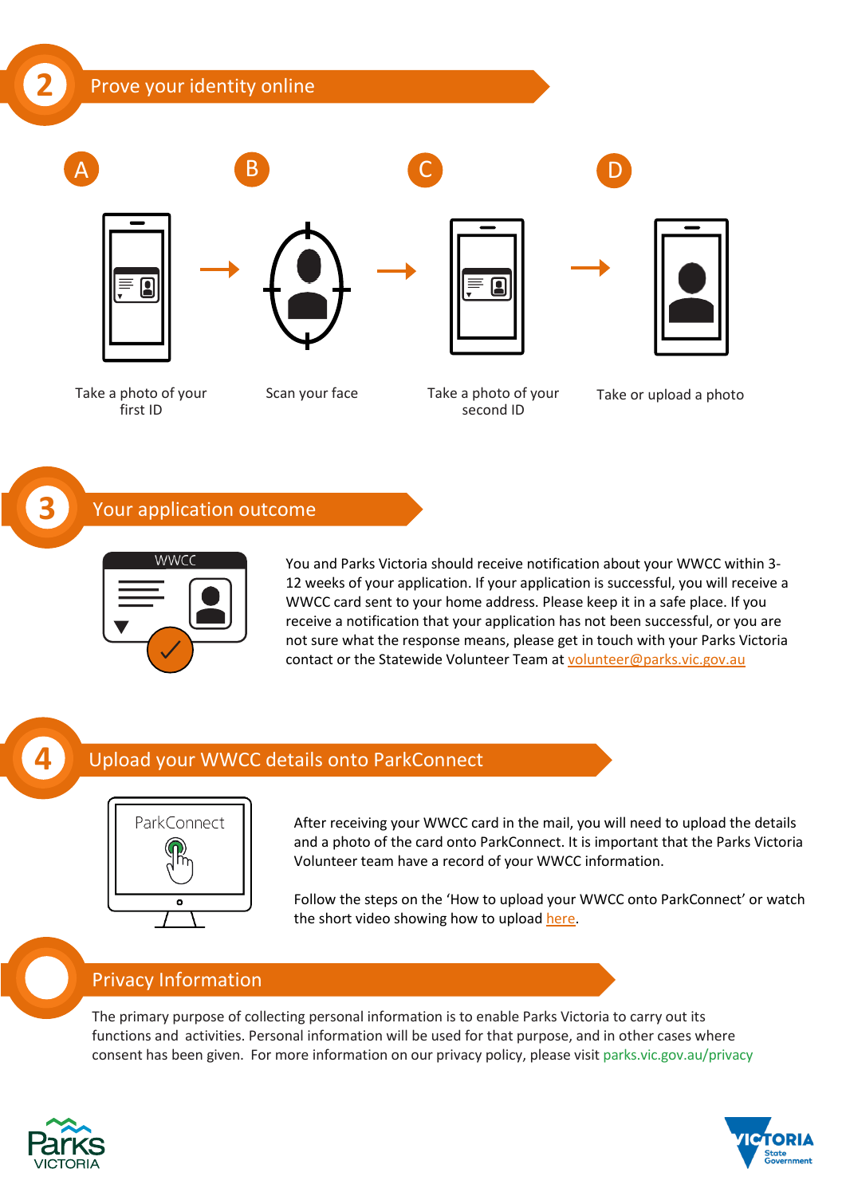## 2 Prove your identity online

**A** Take a photo of your first ID

**B** Scan your face

**C** Take a photo of your second ID

**D** Take or upload a photo

## 3 Your application outcome

You and Parks Victoria should receive notification about your WWCC within 3-12 weeks of your application. If your application is successful, you will receive a WWCC card sent to your home address. Please keep it in a safe place. If you receive a notification that your application has not been successful, or you are not sure what the response means, please get in touch with your Parks Victoria contact or the Statewide Volunteer Team at volunteer@parks.vic.gov.au

## 4 Upload your WWCC details onto ParkConnect

After receiving your WWCC card in the mail, you will need to upload the details and a photo of the card onto ParkConnect. It is important that the Parks Victoria Volunteer team have a record of your WWCC information.

Follow the steps on the 'How to upload your WWCC onto ParkConnect' or watch the short video showing how to upload here.

## Privacy Information

The primary purpose of collecting personal information is to enable Parks Victoria to carry out its functions and activities. Personal information will be used for that purpose, and in other cases where consent has been given. For more information on our privacy policy, please visit parks.vic.gov.au/privacy